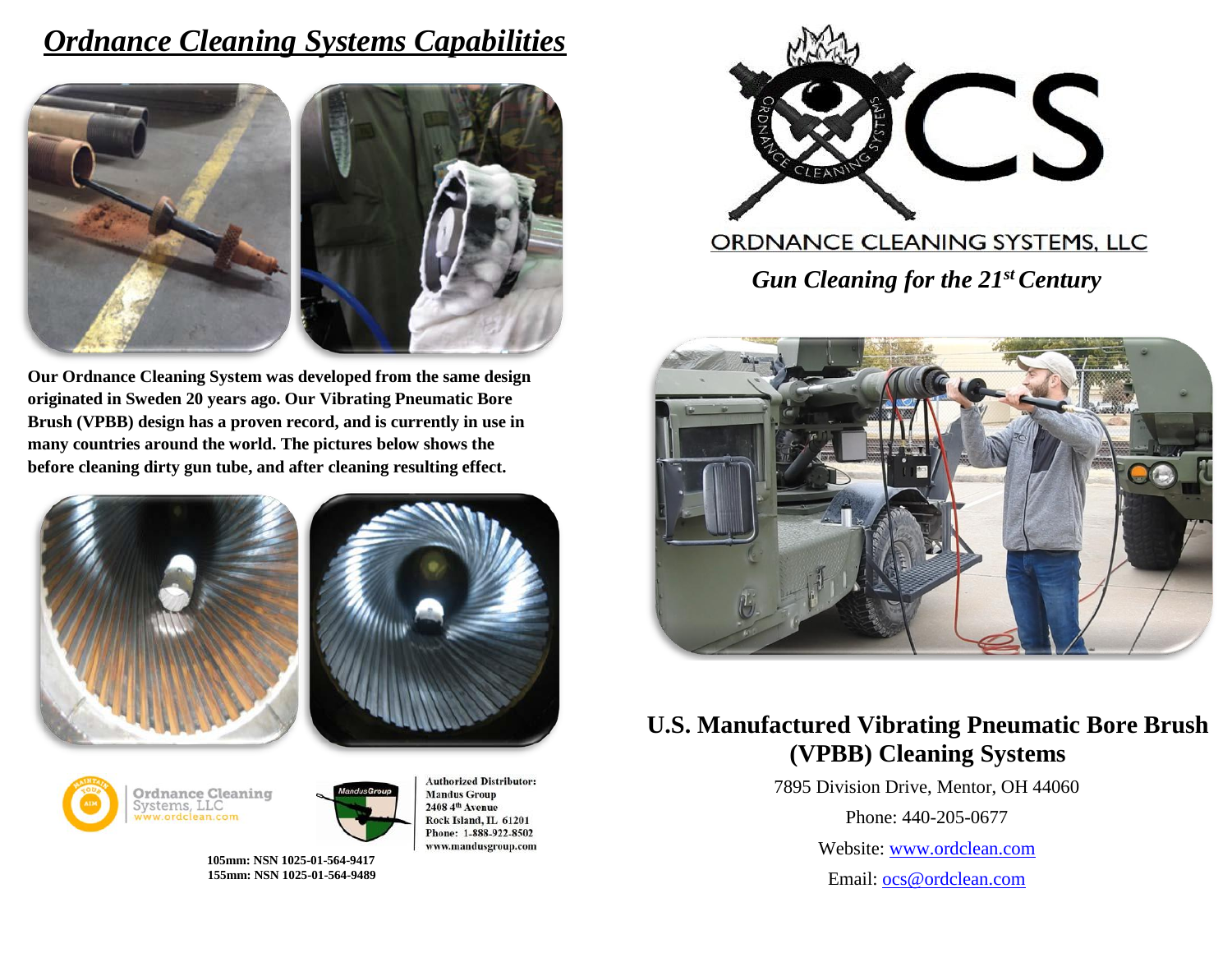# *Ordnance Cleaning Systems Capabilities*

**Our Ordnance Cleaning System was developed from the same design originated in Sweden 20 years ago. Our Vibrating Pneumatic Bore Brush (VPBB) design has a proven record, and is currently in use in many countries around the world. The pictures below shows the before cleaning dirty gun tube, and after cleaning resulting effect.**

Ordnance Cleaning Systems, LLC
www.ordclean.com

**Authorized Distributor:**
**Mandus Group**
**2408 4th Avenue**
**Rock Island, IL 61201**
**Phone: 1-888-922-8502**
**www.mandusgroup.com**

**105mm: NSN 1025-01-564-9417**
**155mm: NSN 1025-01-564-9489**

OCS

ORDNANCE CLEANING SYSTEMS, LLC

***Gun Cleaning for the 21st Century***

## U.S. Manufactured Vibrating Pneumatic Bore Brush (VPBB) Cleaning Systems

7895 Division Drive, Mentor, OH 44060

Phone: 440-205-0677

Website: www.ordclean.com

Email: ocs@ordclean.com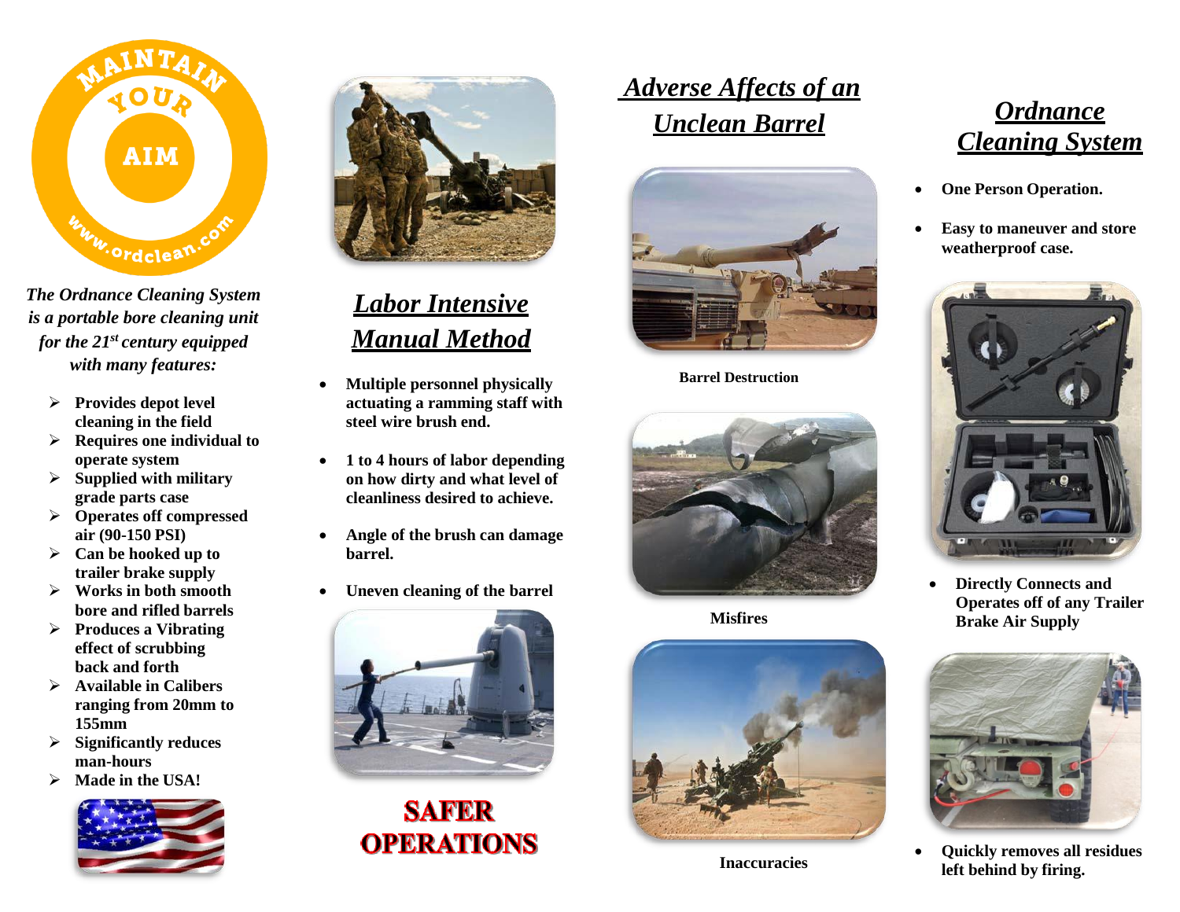MAINTAIN YOUR AIM

www.ordclean.com

*The Ordnance Cleaning System is a portable bore cleaning unit for the 21st century equipped with many features:*

- **Provides depot level cleaning in the field**
- **Requires one individual to operate system**
- **Supplied with military grade parts case**
- **Operates off compressed air (90-150 PSI)**
- **Can be hooked up to trailer brake supply**
- **Works in both smooth bore and rifled barrels**
- **Produces a Vibrating effect of scrubbing back and forth**
- **Available in Calibers ranging from 20mm to 155mm**
- **Significantly reduces man-hours**
- **Made in the USA!**

## *Labor Intensive Manual Method*

- **Multiple personnel physically actuating a ramming staff with steel wire brush end.**
- **1 to 4 hours of labor depending on how dirty and what level of cleanliness desired to achieve.**
- **Angle of the brush can damage barrel.**
- **Uneven cleaning of the barrel**

**SAFER OPERATIONS**

## *Adverse Affects of an Unclean Barrel*

**Barrel Destruction**

**Misfires**

**Inaccuracies**

## *Ordnance Cleaning System*

- **One Person Operation.**
- **Easy to maneuver and store weatherproof case.**
- **Directly Connects and Operates off of any Trailer Brake Air Supply**
- **Quickly removes all residues left behind by firing.**